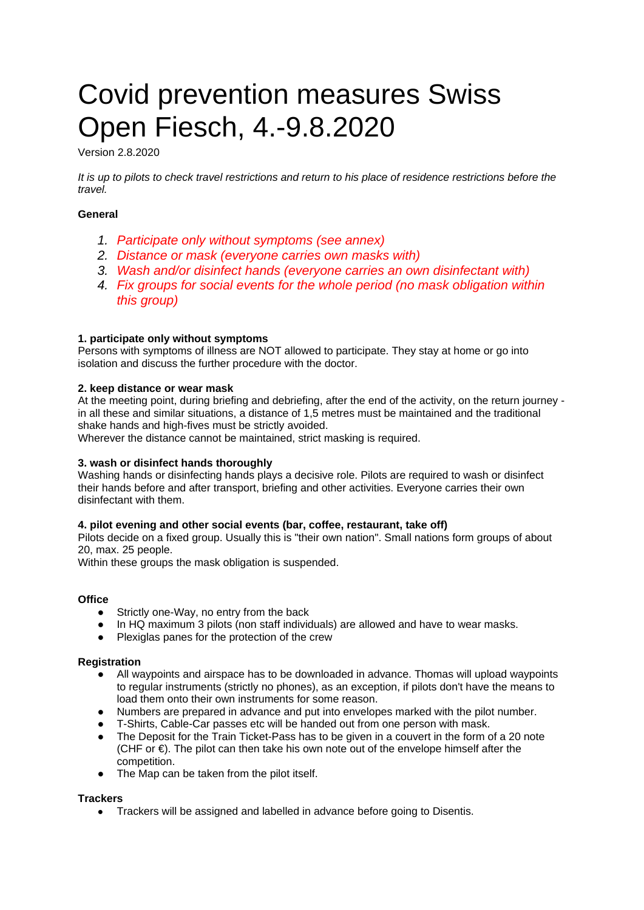# Covid prevention measures Swiss Open Fiesch, 4.-9.8.2020

Version 2.8.2020

*It is up to pilots to check travel restrictions and return to his place of residence restrictions before the travel.*

**General**

1. *Participate only without symptoms (see annex)*
2. *Distance or mask (everyone carries own masks with)*
3. *Wash and/or disinfect hands (everyone carries an own disinfectant with)*
4. *Fix groups for social events for the whole period (no mask obligation within this group)*

**1. participate only without symptoms**

Persons with symptoms of illness are NOT allowed to participate. They stay at home or go into isolation and discuss the further procedure with the doctor.

**2. keep distance or wear mask**

At the meeting point, during briefing and debriefing, after the end of the activity, on the return journey - in all these and similar situations, a distance of 1,5 metres must be maintained and the traditional shake hands and high-fives must be strictly avoided.

Wherever the distance cannot be maintained, strict masking is required.

**3. wash or disinfect hands thoroughly**

Washing hands or disinfecting hands plays a decisive role. Pilots are required to wash or disinfect their hands before and after transport, briefing and other activities. Everyone carries their own disinfectant with them.

**4. pilot evening and other social events (bar, coffee, restaurant, take off)**

Pilots decide on a fixed group. Usually this is "their own nation". Small nations form groups of about 20, max. 25 people.

Within these groups the mask obligation is suspended.

**Office**

- Strictly one-Way, no entry from the back
- In HQ maximum 3 pilots (non staff individuals) are allowed and have to wear masks.
- Plexiglas panes for the protection of the crew

**Registration**

- All waypoints and airspace has to be downloaded in advance. Thomas will upload waypoints to regular instruments (strictly no phones), as an exception, if pilots don't have the means to load them onto their own instruments for some reason.
- Numbers are prepared in advance and put into envelopes marked with the pilot number.
- T-Shirts, Cable-Car passes etc will be handed out from one person with mask.
- The Deposit for the Train Ticket-Pass has to be given in a couvert in the form of a 20 note (CHF or €). The pilot can then take his own note out of the envelope himself after the competition.
- The Map can be taken from the pilot itself.

**Trackers**

- Trackers will be assigned and labelled in advance before going to Disentis.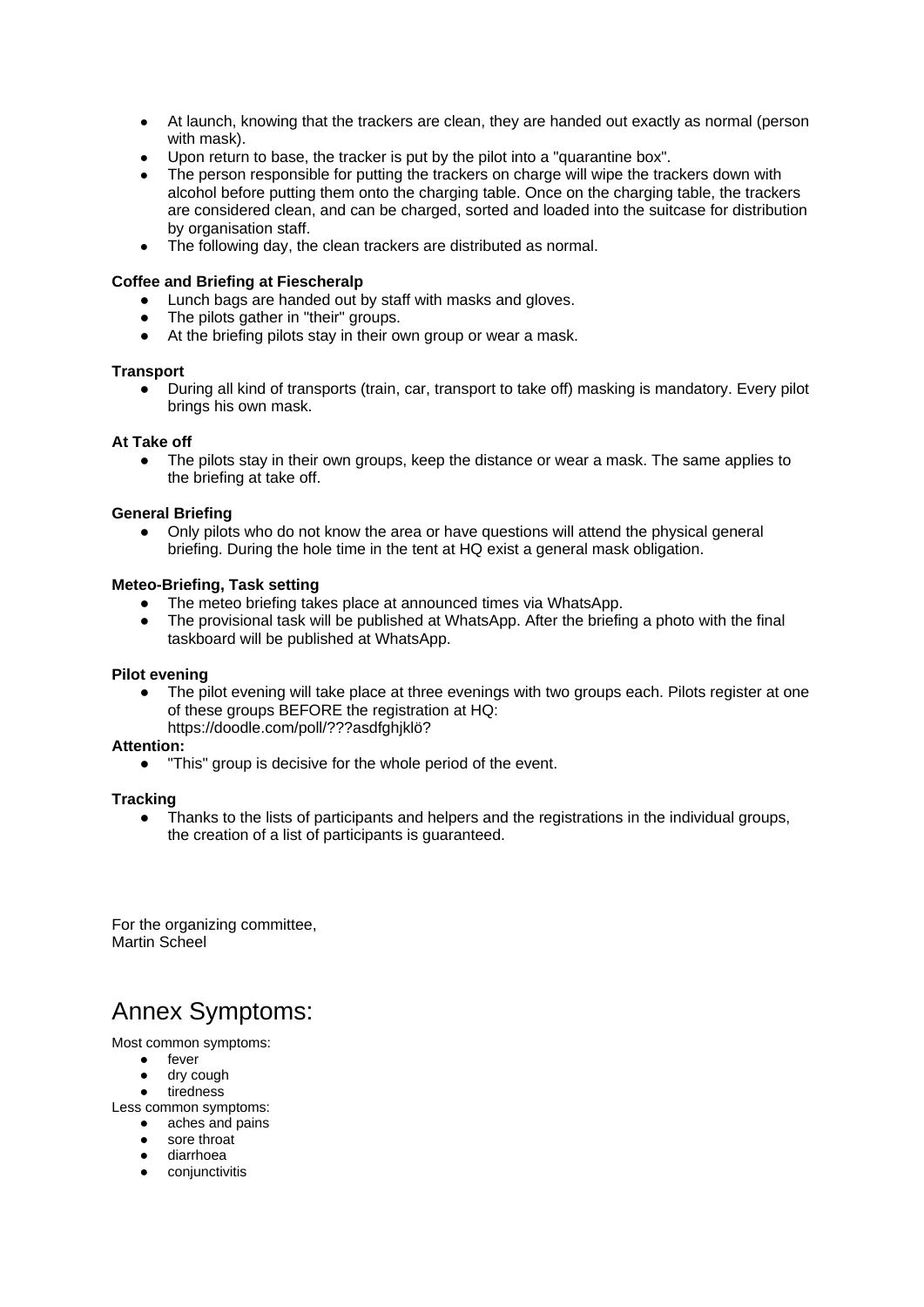- At launch, knowing that the trackers are clean, they are handed out exactly as normal (person with mask).
- Upon return to base, the tracker is put by the pilot into a "quarantine box".
- The person responsible for putting the trackers on charge will wipe the trackers down with alcohol before putting them onto the charging table. Once on the charging table, the trackers are considered clean, and can be charged, sorted and loaded into the suitcase for distribution by organisation staff.
- The following day, the clean trackers are distributed as normal.

**Coffee and Briefing at Fiescheralp**

- Lunch bags are handed out by staff with masks and gloves.
- The pilots gather in "their" groups.
- At the briefing pilots stay in their own group or wear a mask.

**Transport**

- During all kind of transports (train, car, transport to take off) masking is mandatory. Every pilot brings his own mask.

**At Take off**

- The pilots stay in their own groups, keep the distance or wear a mask. The same applies to the briefing at take off.

**General Briefing**

- Only pilots who do not know the area or have questions will attend the physical general briefing. During the hole time in the tent at HQ exist a general mask obligation.

**Meteo-Briefing, Task setting**

- The meteo briefing takes place at announced times via WhatsApp.
- The provisional task will be published at WhatsApp. After the briefing a photo with the final taskboard will be published at WhatsApp.

**Pilot evening**

- The pilot evening will take place at three evenings with two groups each. Pilots register at one of these groups BEFORE the registration at HQ: https://doodle.com/poll/???asdfghjklö?

**Attention:**

- "This" group is decisive for the whole period of the event.

**Tracking**

- Thanks to the lists of participants and helpers and the registrations in the individual groups, the creation of a list of participants is guaranteed.

For the organizing committee,
Martin Scheel

# Annex Symptoms:

Most common symptoms:

- fever
- dry cough
- tiredness

Less common symptoms:

- aches and pains
- sore throat
- diarrhoea
- conjunctivitis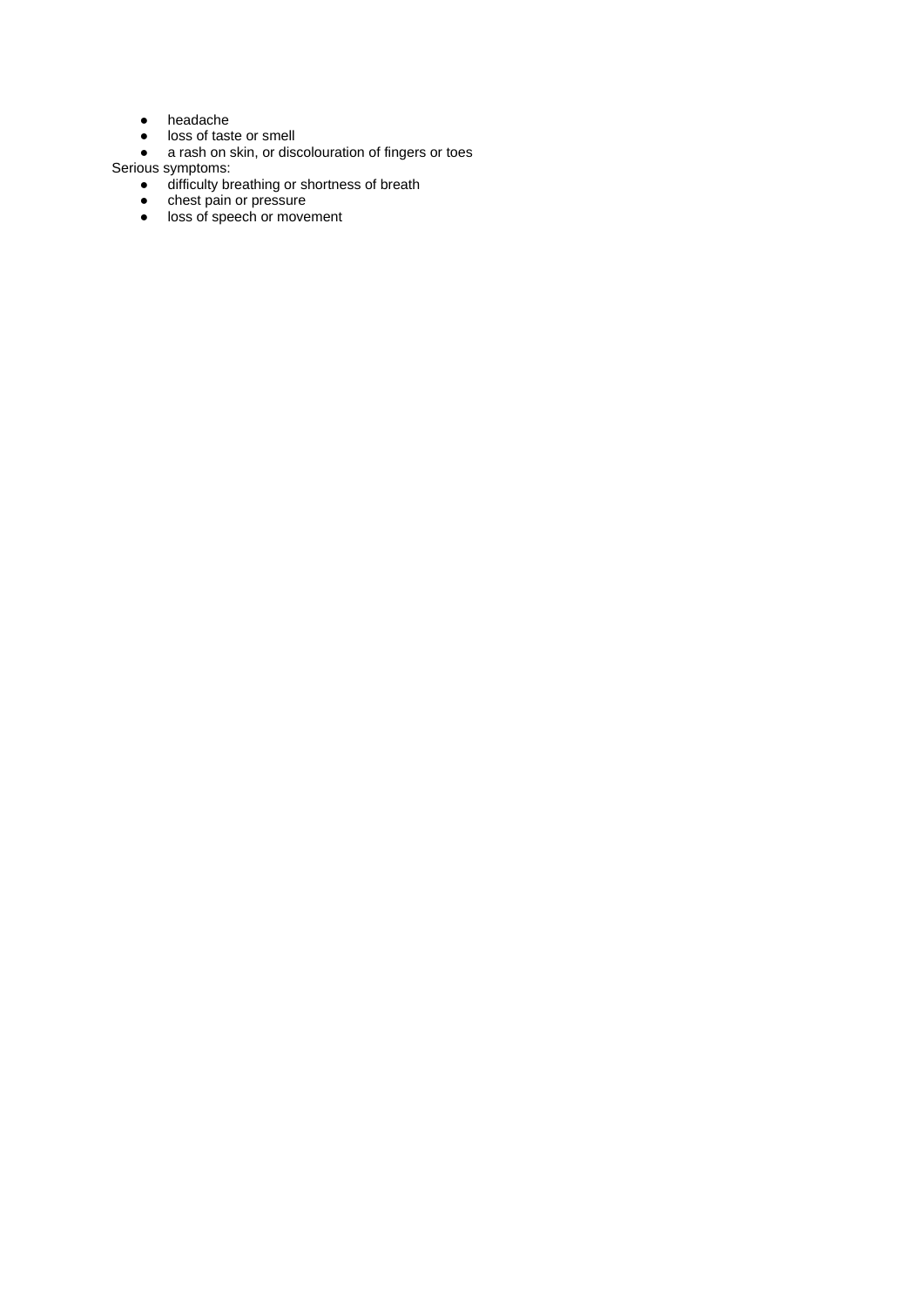- headache
- loss of taste or smell
- a rash on skin, or discolouration of fingers or toes

Serious symptoms:

- difficulty breathing or shortness of breath
- chest pain or pressure
- loss of speech or movement